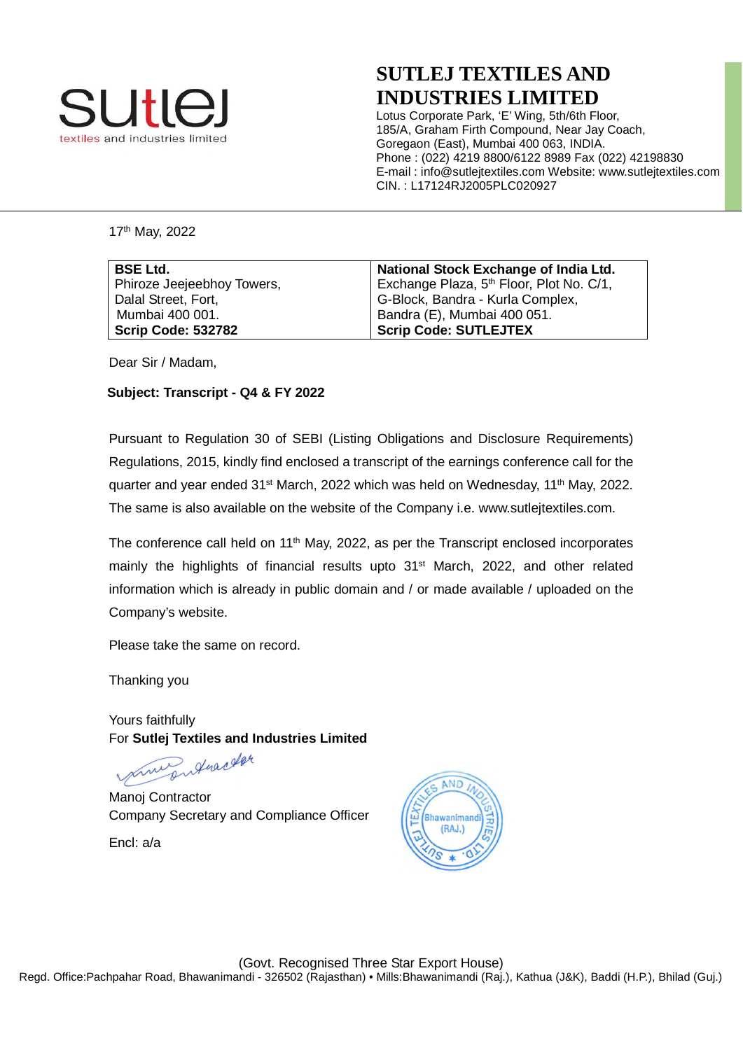# SUTLEJ TEXTILES AND INDUSTRIES LIMITED

Lotus Corporate Park, 'E' Wing, 5th/6th Floor,
185/A, Graham Firth Compound, Near Jay Coach,
Goregaon (East), Mumbai 400 063, INDIA.
Phone : (022) 4219 8800/6122 8989 Fax (022) 42198830
E-mail : info@sutlejtextiles.com Website: www.sutlejtextiles.com
CIN. : L17124RJ2005PLC020927

17th May, 2022

| **BSE Ltd.**<br>Phiroze Jeejeebhoy Towers,<br>Dalal Street, Fort,<br>Mumbai 400 001.<br>**Scrip Code: 532782** | **National Stock Exchange of India Ltd.**<br>Exchange Plaza, 5th Floor, Plot No. C/1,<br>G-Block, Bandra - Kurla Complex,<br>Bandra (E), Mumbai 400 051.<br>**Scrip Code: SUTLEJTEX** |
|---|---|

Dear Sir / Madam,

**Subject: Transcript - Q4 & FY 2022**

Pursuant to Regulation 30 of SEBI (Listing Obligations and Disclosure Requirements) Regulations, 2015, kindly find enclosed a transcript of the earnings conference call for the quarter and year ended 31st March, 2022 which was held on Wednesday, 11th May, 2022. The same is also available on the website of the Company i.e. www.sutlejtextiles.com.

The conference call held on 11th May, 2022, as per the Transcript enclosed incorporates mainly the highlights of financial results upto 31st March, 2022, and other related information which is already in public domain and / or made available / uploaded on the Company's website.

Please take the same on record.

Thanking you

Yours faithfully
For **Sutlej Textiles and Industries Limited**

Manoj Contractor
Company Secretary and Compliance Officer

Encl: a/a

(Govt. Recognised Three Star Export House)
Regd. Office:Pachpahar Road, Bhawanimandi - 326502 (Rajasthan) • Mills:Bhawanimandi (Raj.), Kathua (J&K), Baddi (H.P.), Bhilad (Guj.)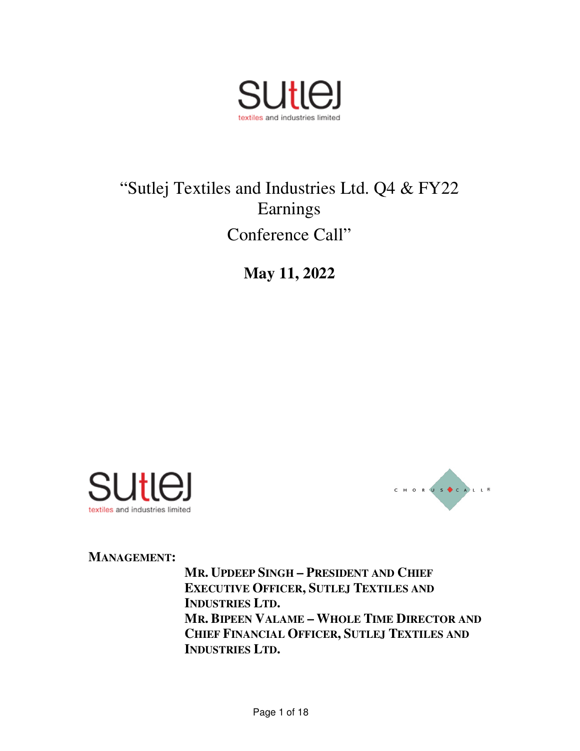# "Sutlej Textiles and Industries Ltd. Q4 & FY22 Earnings Conference Call"

**May 11, 2022**

**MANAGEMENT:**

**MR. UPDEEP SINGH – PRESIDENT AND CHIEF EXECUTIVE OFFICER, SUTLEJ TEXTILES AND INDUSTRIES LTD.**

**MR. BIPEEN VALAME – WHOLE TIME DIRECTOR AND CHIEF FINANCIAL OFFICER, SUTLEJ TEXTILES AND INDUSTRIES LTD.**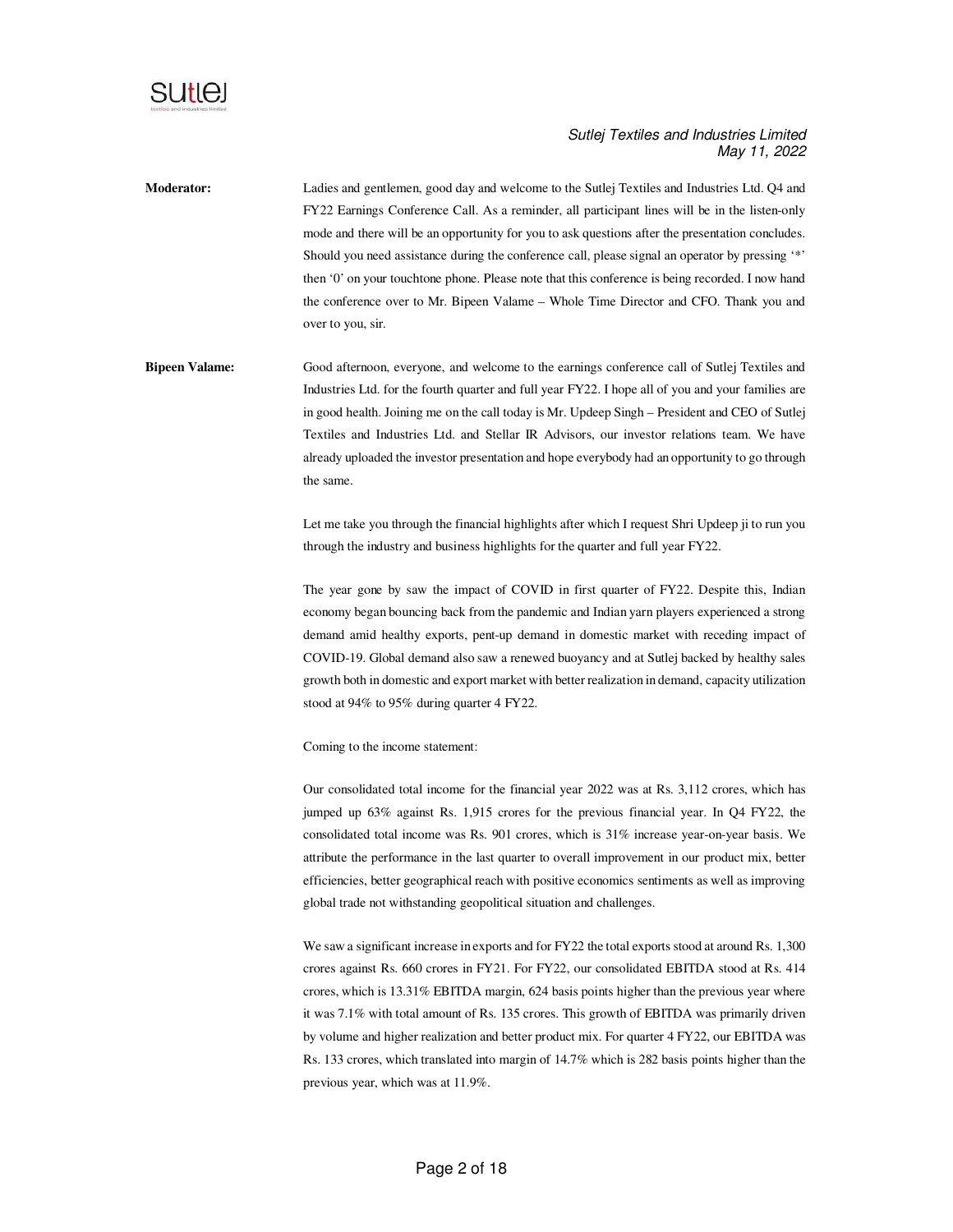**Moderator:** Ladies and gentlemen, good day and welcome to the Sutlej Textiles and Industries Ltd. Q4 and FY22 Earnings Conference Call. As a reminder, all participant lines will be in the listen-only mode and there will be an opportunity for you to ask questions after the presentation concludes. Should you need assistance during the conference call, please signal an operator by pressing '*' then '0' on your touchtone phone. Please note that this conference is being recorded. I now hand the conference over to Mr. Bipeen Valame – Whole Time Director and CFO. Thank you and over to you, sir.

**Bipeen Valame:** Good afternoon, everyone, and welcome to the earnings conference call of Sutlej Textiles and Industries Ltd. for the fourth quarter and full year FY22. I hope all of you and your families are in good health. Joining me on the call today is Mr. Updeep Singh – President and CEO of Sutlej Textiles and Industries Ltd. and Stellar IR Advisors, our investor relations team. We have already uploaded the investor presentation and hope everybody had an opportunity to go through the same.

Let me take you through the financial highlights after which I request Shri Updeep ji to run you through the industry and business highlights for the quarter and full year FY22.

The year gone by saw the impact of COVID in first quarter of FY22. Despite this, Indian economy began bouncing back from the pandemic and Indian yarn players experienced a strong demand amid healthy exports, pent-up demand in domestic market with receding impact of COVID-19. Global demand also saw a renewed buoyancy and at Sutlej backed by healthy sales growth both in domestic and export market with better realization in demand, capacity utilization stood at 94% to 95% during quarter 4 FY22.

Coming to the income statement:

Our consolidated total income for the financial year 2022 was at Rs. 3,112 crores, which has jumped up 63% against Rs. 1,915 crores for the previous financial year. In Q4 FY22, the consolidated total income was Rs. 901 crores, which is 31% increase year-on-year basis. We attribute the performance in the last quarter to overall improvement in our product mix, better efficiencies, better geographical reach with positive economics sentiments as well as improving global trade not withstanding geopolitical situation and challenges.

We saw a significant increase in exports and for FY22 the total exports stood at around Rs. 1,300 crores against Rs. 660 crores in FY21. For FY22, our consolidated EBITDA stood at Rs. 414 crores, which is 13.31% EBITDA margin, 624 basis points higher than the previous year where it was 7.1% with total amount of Rs. 135 crores. This growth of EBITDA was primarily driven by volume and higher realization and better product mix. For quarter 4 FY22, our EBITDA was Rs. 133 crores, which translated into margin of 14.7% which is 282 basis points higher than the previous year, which was at 11.9%.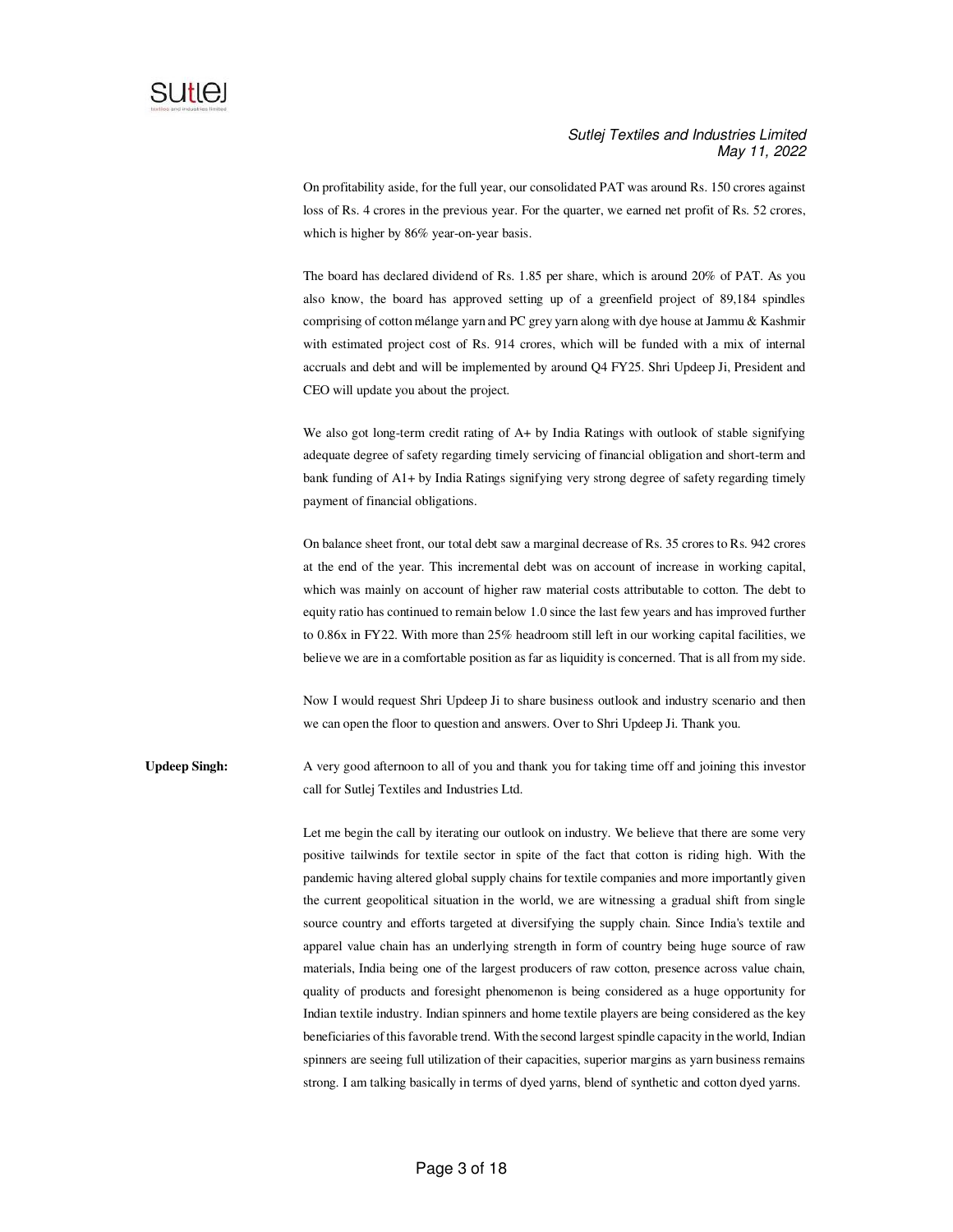On profitability aside, for the full year, our consolidated PAT was around Rs. 150 crores against loss of Rs. 4 crores in the previous year. For the quarter, we earned net profit of Rs. 52 crores, which is higher by 86% year-on-year basis.

The board has declared dividend of Rs. 1.85 per share, which is around 20% of PAT. As you also know, the board has approved setting up of a greenfield project of 89,184 spindles comprising of cotton mélange yarn and PC grey yarn along with dye house at Jammu & Kashmir with estimated project cost of Rs. 914 crores, which will be funded with a mix of internal accruals and debt and will be implemented by around Q4 FY25. Shri Updeep Ji, President and CEO will update you about the project.

We also got long-term credit rating of A+ by India Ratings with outlook of stable signifying adequate degree of safety regarding timely servicing of financial obligation and short-term and bank funding of A1+ by India Ratings signifying very strong degree of safety regarding timely payment of financial obligations.

On balance sheet front, our total debt saw a marginal decrease of Rs. 35 crores to Rs. 942 crores at the end of the year. This incremental debt was on account of increase in working capital, which was mainly on account of higher raw material costs attributable to cotton. The debt to equity ratio has continued to remain below 1.0 since the last few years and has improved further to 0.86x in FY22. With more than 25% headroom still left in our working capital facilities, we believe we are in a comfortable position as far as liquidity is concerned. That is all from my side.

Now I would request Shri Updeep Ji to share business outlook and industry scenario and then we can open the floor to question and answers. Over to Shri Updeep Ji. Thank you.

**Updeep Singh:** A very good afternoon to all of you and thank you for taking time off and joining this investor call for Sutlej Textiles and Industries Ltd.

Let me begin the call by iterating our outlook on industry. We believe that there are some very positive tailwinds for textile sector in spite of the fact that cotton is riding high. With the pandemic having altered global supply chains for textile companies and more importantly given the current geopolitical situation in the world, we are witnessing a gradual shift from single source country and efforts targeted at diversifying the supply chain. Since India's textile and apparel value chain has an underlying strength in form of country being huge source of raw materials, India being one of the largest producers of raw cotton, presence across value chain, quality of products and foresight phenomenon is being considered as a huge opportunity for Indian textile industry. Indian spinners and home textile players are being considered as the key beneficiaries of this favorable trend. With the second largest spindle capacity in the world, Indian spinners are seeing full utilization of their capacities, superior margins as yarn business remains strong. I am talking basically in terms of dyed yarns, blend of synthetic and cotton dyed yarns.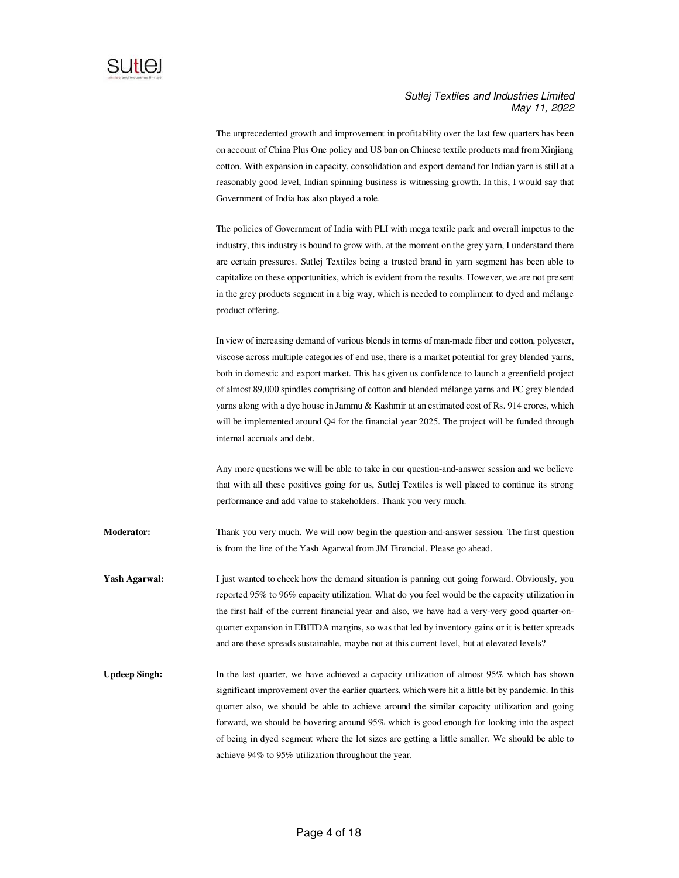The unprecedented growth and improvement in profitability over the last few quarters has been on account of China Plus One policy and US ban on Chinese textile products mad from Xinjiang cotton. With expansion in capacity, consolidation and export demand for Indian yarn is still at a reasonably good level, Indian spinning business is witnessing growth. In this, I would say that Government of India has also played a role.

The policies of Government of India with PLI with mega textile park and overall impetus to the industry, this industry is bound to grow with, at the moment on the grey yarn, I understand there are certain pressures. Sutlej Textiles being a trusted brand in yarn segment has been able to capitalize on these opportunities, which is evident from the results. However, we are not present in the grey products segment in a big way, which is needed to compliment to dyed and mélange product offering.

In view of increasing demand of various blends in terms of man-made fiber and cotton, polyester, viscose across multiple categories of end use, there is a market potential for grey blended yarns, both in domestic and export market. This has given us confidence to launch a greenfield project of almost 89,000 spindles comprising of cotton and blended mélange yarns and PC grey blended yarns along with a dye house in Jammu & Kashmir at an estimated cost of Rs. 914 crores, which will be implemented around Q4 for the financial year 2025. The project will be funded through internal accruals and debt.

Any more questions we will be able to take in our question-and-answer session and we believe that with all these positives going for us, Sutlej Textiles is well placed to continue its strong performance and add value to stakeholders. Thank you very much.

**Moderator:** Thank you very much. We will now begin the question-and-answer session. The first question is from the line of the Yash Agarwal from JM Financial. Please go ahead.

**Yash Agarwal:** I just wanted to check how the demand situation is panning out going forward. Obviously, you reported 95% to 96% capacity utilization. What do you feel would be the capacity utilization in the first half of the current financial year and also, we have had a very-very good quarter-on-quarter expansion in EBITDA margins, so was that led by inventory gains or it is better spreads and are these spreads sustainable, maybe not at this current level, but at elevated levels?

**Updeep Singh:** In the last quarter, we have achieved a capacity utilization of almost 95% which has shown significant improvement over the earlier quarters, which were hit a little bit by pandemic. In this quarter also, we should be able to achieve around the similar capacity utilization and going forward, we should be hovering around 95% which is good enough for looking into the aspect of being in dyed segment where the lot sizes are getting a little smaller. We should be able to achieve 94% to 95% utilization throughout the year.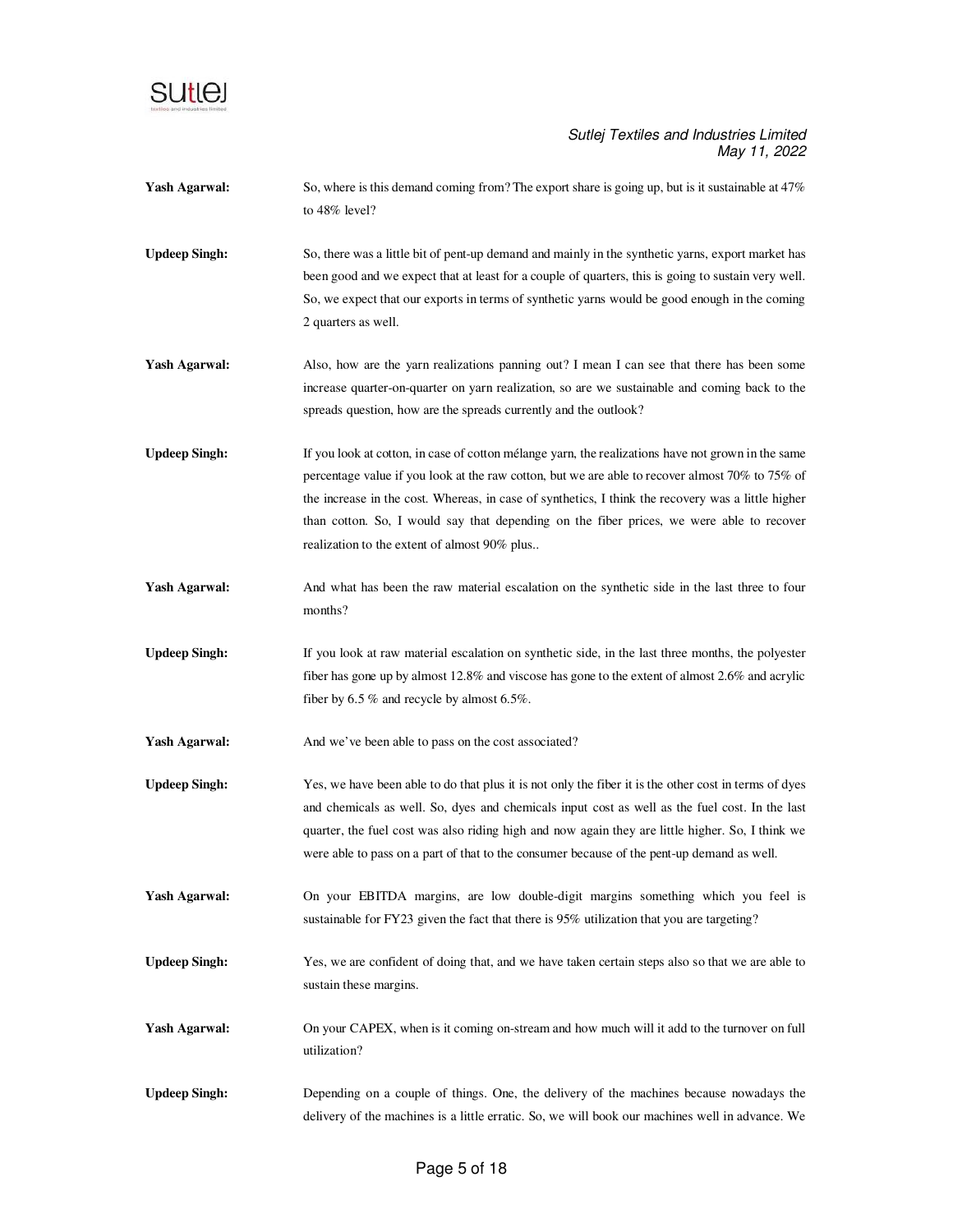**Yash Agarwal:** So, where is this demand coming from? The export share is going up, but is it sustainable at 47% to 48% level?

**Updeep Singh:** So, there was a little bit of pent-up demand and mainly in the synthetic yarns, export market has been good and we expect that at least for a couple of quarters, this is going to sustain very well. So, we expect that our exports in terms of synthetic yarns would be good enough in the coming 2 quarters as well.

**Yash Agarwal:** Also, how are the yarn realizations panning out? I mean I can see that there has been some increase quarter-on-quarter on yarn realization, so are we sustainable and coming back to the spreads question, how are the spreads currently and the outlook?

**Updeep Singh:** If you look at cotton, in case of cotton mélange yarn, the realizations have not grown in the same percentage value if you look at the raw cotton, but we are able to recover almost 70% to 75% of the increase in the cost. Whereas, in case of synthetics, I think the recovery was a little higher than cotton. So, I would say that depending on the fiber prices, we were able to recover realization to the extent of almost 90% plus..

**Yash Agarwal:** And what has been the raw material escalation on the synthetic side in the last three to four months?

**Updeep Singh:** If you look at raw material escalation on synthetic side, in the last three months, the polyester fiber has gone up by almost 12.8% and viscose has gone to the extent of almost 2.6% and acrylic fiber by 6.5 % and recycle by almost 6.5%.

**Yash Agarwal:** And we've been able to pass on the cost associated?

**Updeep Singh:** Yes, we have been able to do that plus it is not only the fiber it is the other cost in terms of dyes and chemicals as well. So, dyes and chemicals input cost as well as the fuel cost. In the last quarter, the fuel cost was also riding high and now again they are little higher. So, I think we were able to pass on a part of that to the consumer because of the pent-up demand as well.

**Yash Agarwal:** On your EBITDA margins, are low double-digit margins something which you feel is sustainable for FY23 given the fact that there is 95% utilization that you are targeting?

**Updeep Singh:** Yes, we are confident of doing that, and we have taken certain steps also so that we are able to sustain these margins.

**Yash Agarwal:** On your CAPEX, when is it coming on-stream and how much will it add to the turnover on full utilization?

**Updeep Singh:** Depending on a couple of things. One, the delivery of the machines because nowadays the delivery of the machines is a little erratic. So, we will book our machines well in advance. We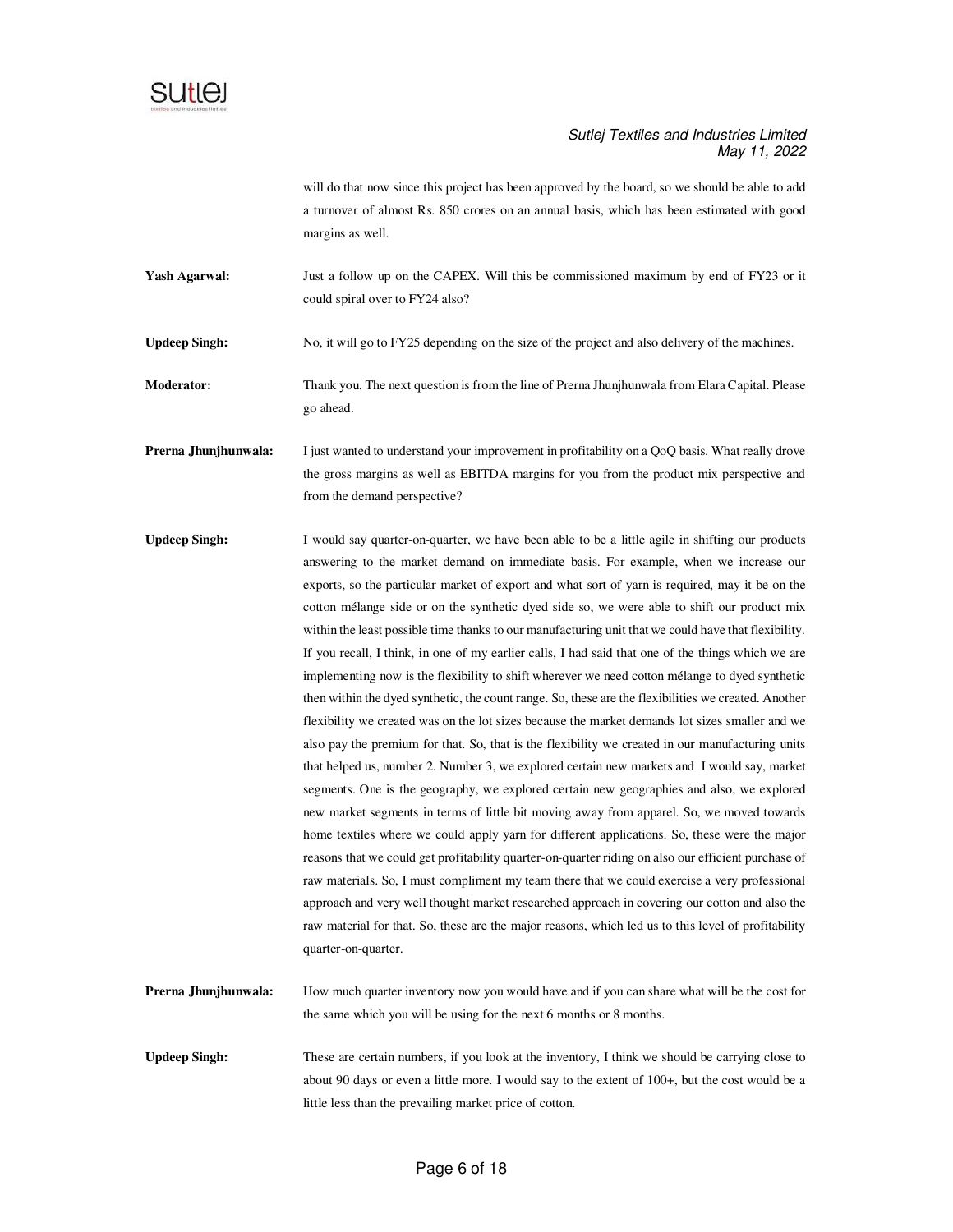will do that now since this project has been approved by the board, so we should be able to add a turnover of almost Rs. 850 crores on an annual basis, which has been estimated with good margins as well.

**Yash Agarwal:** Just a follow up on the CAPEX. Will this be commissioned maximum by end of FY23 or it could spiral over to FY24 also?

**Updeep Singh:** No, it will go to FY25 depending on the size of the project and also delivery of the machines.

**Moderator:** Thank you. The next question is from the line of Prerna Jhunjhunwala from Elara Capital. Please go ahead.

**Prerna Jhunjhunwala:** I just wanted to understand your improvement in profitability on a QoQ basis. What really drove the gross margins as well as EBITDA margins for you from the product mix perspective and from the demand perspective?

**Updeep Singh:** I would say quarter-on-quarter, we have been able to be a little agile in shifting our products answering to the market demand on immediate basis. For example, when we increase our exports, so the particular market of export and what sort of yarn is required, may it be on the cotton mélange side or on the synthetic dyed side so, we were able to shift our product mix within the least possible time thanks to our manufacturing unit that we could have that flexibility. If you recall, I think, in one of my earlier calls, I had said that one of the things which we are implementing now is the flexibility to shift wherever we need cotton mélange to dyed synthetic then within the dyed synthetic, the count range. So, these are the flexibilities we created. Another flexibility we created was on the lot sizes because the market demands lot sizes smaller and we also pay the premium for that. So, that is the flexibility we created in our manufacturing units that helped us, number 2. Number 3, we explored certain new markets and I would say, market segments. One is the geography, we explored certain new geographies and also, we explored new market segments in terms of little bit moving away from apparel. So, we moved towards home textiles where we could apply yarn for different applications. So, these were the major reasons that we could get profitability quarter-on-quarter riding on also our efficient purchase of raw materials. So, I must compliment my team there that we could exercise a very professional approach and very well thought market researched approach in covering our cotton and also the raw material for that. So, these are the major reasons, which led us to this level of profitability quarter-on-quarter.

**Prerna Jhunjhunwala:** How much quarter inventory now you would have and if you can share what will be the cost for the same which you will be using for the next 6 months or 8 months.

**Updeep Singh:** These are certain numbers, if you look at the inventory, I think we should be carrying close to about 90 days or even a little more. I would say to the extent of 100+, but the cost would be a little less than the prevailing market price of cotton.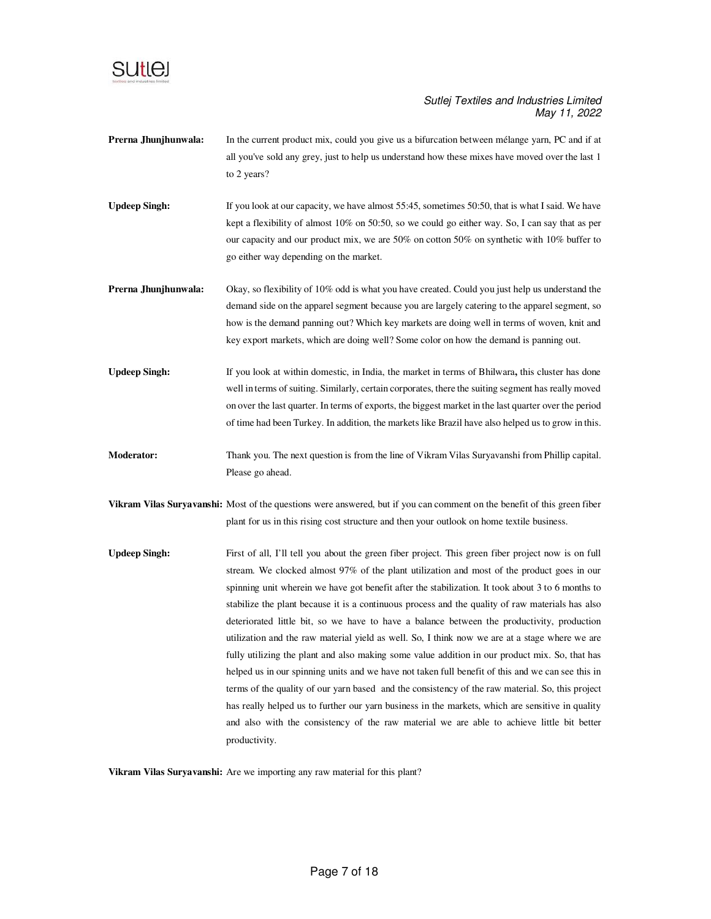**Prerna Jhunjhunwala:** In the current product mix, could you give us a bifurcation between mélange yarn, PC and if at all you've sold any grey, just to help us understand how these mixes have moved over the last 1 to 2 years?

**Updeep Singh:** If you look at our capacity, we have almost 55:45, sometimes 50:50, that is what I said. We have kept a flexibility of almost 10% on 50:50, so we could go either way. So, I can say that as per our capacity and our product mix, we are 50% on cotton 50% on synthetic with 10% buffer to go either way depending on the market.

**Prerna Jhunjhunwala:** Okay, so flexibility of 10% odd is what you have created. Could you just help us understand the demand side on the apparel segment because you are largely catering to the apparel segment, so how is the demand panning out? Which key markets are doing well in terms of woven, knit and key export markets, which are doing well? Some color on how the demand is panning out.

**Updeep Singh:** If you look at within domestic, in India, the market in terms of Bhilwara**,** this cluster has done well in terms of suiting. Similarly, certain corporates, there the suiting segment has really moved on over the last quarter. In terms of exports, the biggest market in the last quarter over the period of time had been Turkey. In addition, the markets like Brazil have also helped us to grow in this.

**Moderator:** Thank you. The next question is from the line of Vikram Vilas Suryavanshi from Phillip capital. Please go ahead.

**Vikram Vilas Suryavanshi:** Most of the questions were answered, but if you can comment on the benefit of this green fiber plant for us in this rising cost structure and then your outlook on home textile business.

**Updeep Singh:** First of all, I'll tell you about the green fiber project. This green fiber project now is on full stream. We clocked almost 97% of the plant utilization and most of the product goes in our spinning unit wherein we have got benefit after the stabilization. It took about 3 to 6 months to stabilize the plant because it is a continuous process and the quality of raw materials has also deteriorated little bit, so we have to have a balance between the productivity, production utilization and the raw material yield as well. So, I think now we are at a stage where we are fully utilizing the plant and also making some value addition in our product mix. So, that has helped us in our spinning units and we have not taken full benefit of this and we can see this in terms of the quality of our yarn based and the consistency of the raw material. So, this project has really helped us to further our yarn business in the markets, which are sensitive in quality and also with the consistency of the raw material we are able to achieve little bit better productivity.

**Vikram Vilas Suryavanshi:** Are we importing any raw material for this plant?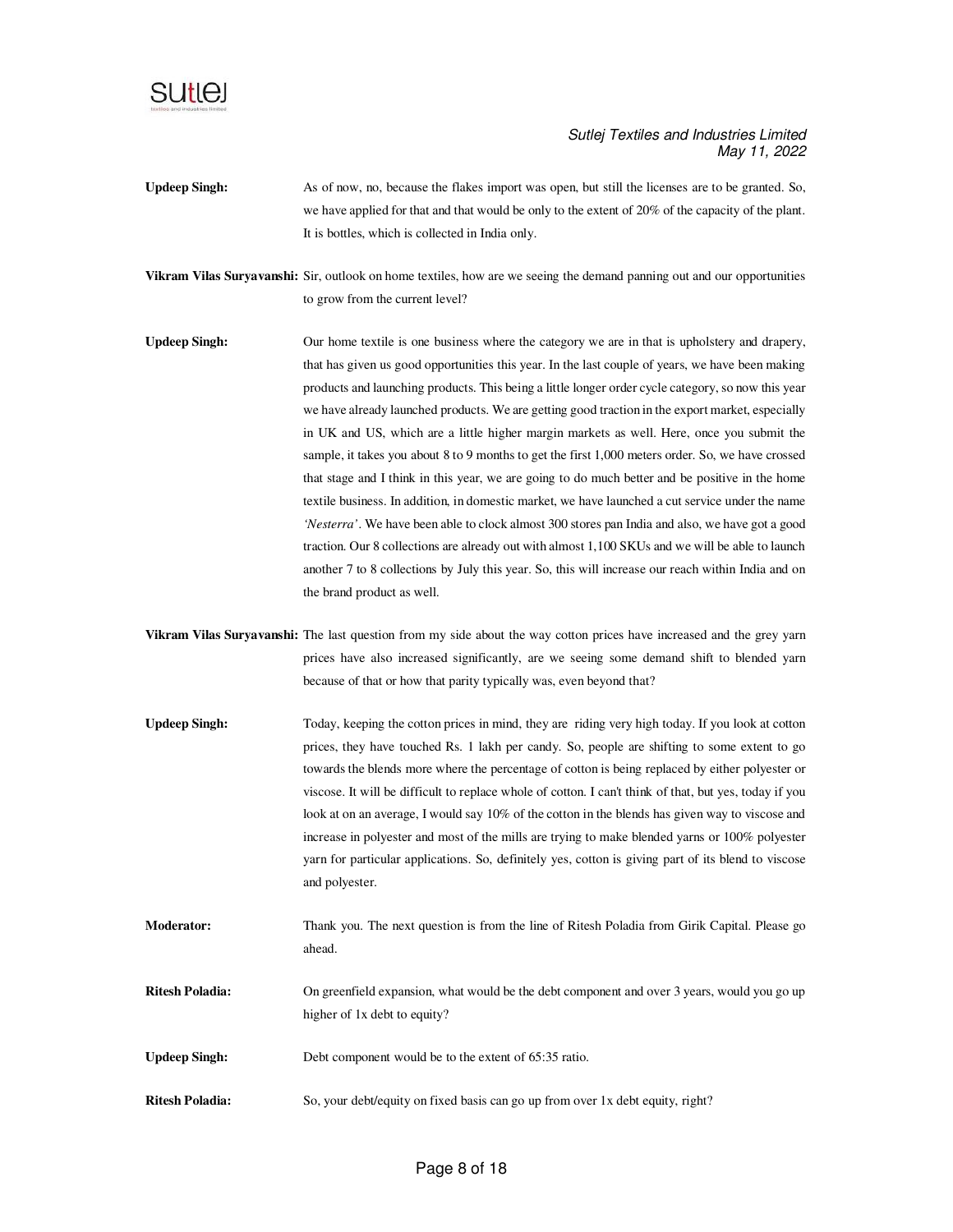**Updeep Singh:** As of now, no, because the flakes import was open, but still the licenses are to be granted. So, we have applied for that and that would be only to the extent of 20% of the capacity of the plant. It is bottles, which is collected in India only.

**Vikram Vilas Suryavanshi:** Sir, outlook on home textiles, how are we seeing the demand panning out and our opportunities to grow from the current level?

**Updeep Singh:** Our home textile is one business where the category we are in that is upholstery and drapery, that has given us good opportunities this year. In the last couple of years, we have been making products and launching products. This being a little longer order cycle category, so now this year we have already launched products. We are getting good traction in the export market, especially in UK and US, which are a little higher margin markets as well. Here, once you submit the sample, it takes you about 8 to 9 months to get the first 1,000 meters order. So, we have crossed that stage and I think in this year, we are going to do much better and be positive in the home textile business. In addition, in domestic market, we have launched a cut service under the name *'Nesterra'*. We have been able to clock almost 300 stores pan India and also, we have got a good traction. Our 8 collections are already out with almost 1,100 SKUs and we will be able to launch another 7 to 8 collections by July this year. So, this will increase our reach within India and on the brand product as well.

**Vikram Vilas Suryavanshi:** The last question from my side about the way cotton prices have increased and the grey yarn prices have also increased significantly, are we seeing some demand shift to blended yarn because of that or how that parity typically was, even beyond that?

**Updeep Singh:** Today, keeping the cotton prices in mind, they are riding very high today. If you look at cotton prices, they have touched Rs. 1 lakh per candy. So, people are shifting to some extent to go towards the blends more where the percentage of cotton is being replaced by either polyester or viscose. It will be difficult to replace whole of cotton. I can't think of that, but yes, today if you look at on an average, I would say 10% of the cotton in the blends has given way to viscose and increase in polyester and most of the mills are trying to make blended yarns or 100% polyester yarn for particular applications. So, definitely yes, cotton is giving part of its blend to viscose and polyester.

**Moderator:** Thank you. The next question is from the line of Ritesh Poladia from Girik Capital. Please go ahead.

**Ritesh Poladia:** On greenfield expansion, what would be the debt component and over 3 years, would you go up higher of 1x debt to equity?

**Updeep Singh:** Debt component would be to the extent of 65:35 ratio.

**Ritesh Poladia:** So, your debt/equity on fixed basis can go up from over 1x debt equity, right?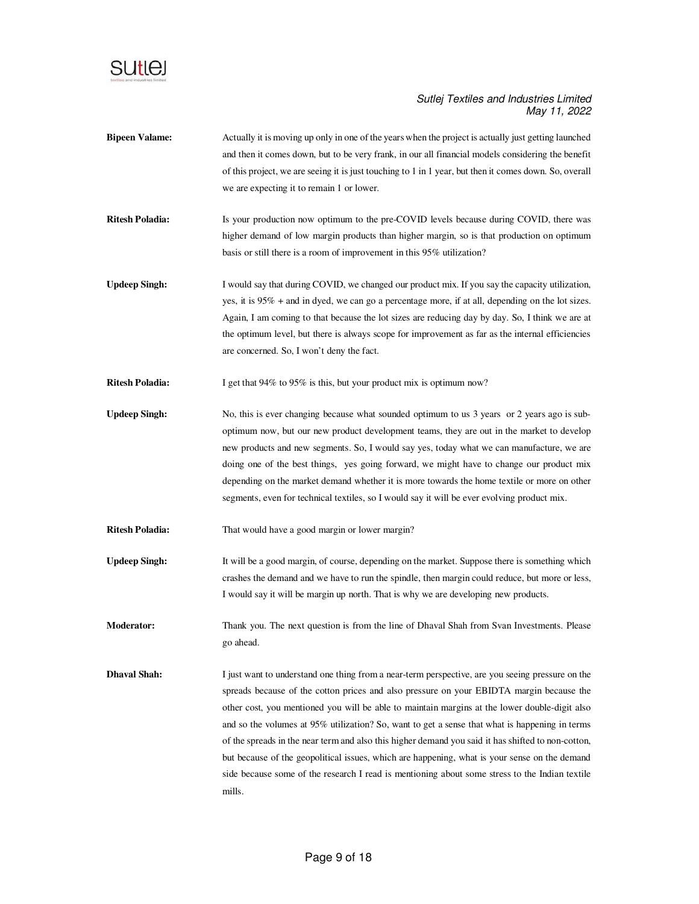**Bipeen Valame:** Actually it is moving up only in one of the years when the project is actually just getting launched and then it comes down, but to be very frank, in our all financial models considering the benefit of this project, we are seeing it is just touching to 1 in 1 year, but then it comes down. So, overall we are expecting it to remain 1 or lower.

**Ritesh Poladia:** Is your production now optimum to the pre-COVID levels because during COVID, there was higher demand of low margin products than higher margin, so is that production on optimum basis or still there is a room of improvement in this 95% utilization?

**Updeep Singh:** I would say that during COVID, we changed our product mix. If you say the capacity utilization, yes, it is 95% + and in dyed, we can go a percentage more, if at all, depending on the lot sizes. Again, I am coming to that because the lot sizes are reducing day by day. So, I think we are at the optimum level, but there is always scope for improvement as far as the internal efficiencies are concerned. So, I won't deny the fact.

**Ritesh Poladia:** I get that 94% to 95% is this, but your product mix is optimum now?

**Updeep Singh:** No, this is ever changing because what sounded optimum to us 3 years or 2 years ago is sub-optimum now, but our new product development teams, they are out in the market to develop new products and new segments. So, I would say yes, today what we can manufacture, we are doing one of the best things, yes going forward, we might have to change our product mix depending on the market demand whether it is more towards the home textile or more on other segments, even for technical textiles, so I would say it will be ever evolving product mix.

**Ritesh Poladia:** That would have a good margin or lower margin?

**Updeep Singh:** It will be a good margin, of course, depending on the market. Suppose there is something which crashes the demand and we have to run the spindle, then margin could reduce, but more or less, I would say it will be margin up north. That is why we are developing new products.

**Moderator:** Thank you. The next question is from the line of Dhaval Shah from Svan Investments. Please go ahead.

**Dhaval Shah:** I just want to understand one thing from a near-term perspective, are you seeing pressure on the spreads because of the cotton prices and also pressure on your EBIDTA margin because the other cost, you mentioned you will be able to maintain margins at the lower double-digit also and so the volumes at 95% utilization? So, want to get a sense that what is happening in terms of the spreads in the near term and also this higher demand you said it has shifted to non-cotton, but because of the geopolitical issues, which are happening, what is your sense on the demand side because some of the research I read is mentioning about some stress to the Indian textile mills.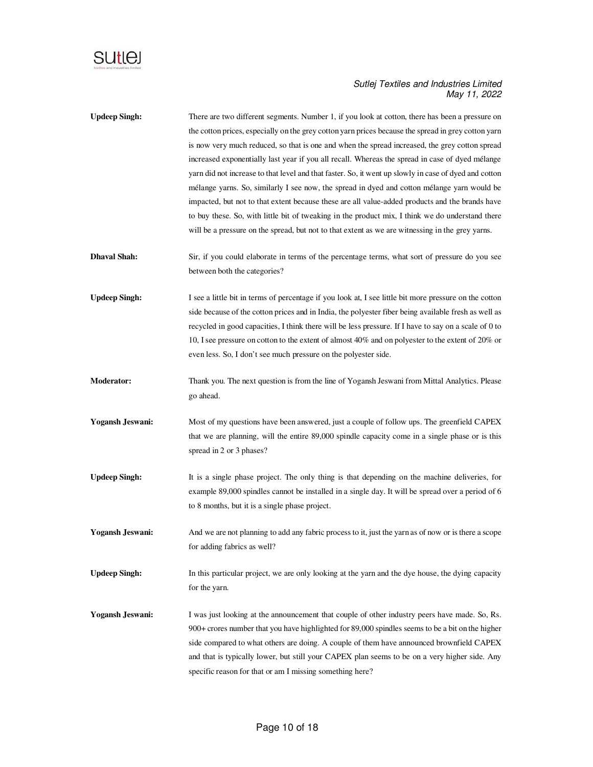**Updeep Singh:** There are two different segments. Number 1, if you look at cotton, there has been a pressure on the cotton prices, especially on the grey cotton yarn prices because the spread in grey cotton yarn is now very much reduced, so that is one and when the spread increased, the grey cotton spread increased exponentially last year if you all recall. Whereas the spread in case of dyed mélange yarn did not increase to that level and that faster. So, it went up slowly in case of dyed and cotton mélange yarns. So, similarly I see now, the spread in dyed and cotton mélange yarn would be impacted, but not to that extent because these are all value-added products and the brands have to buy these. So, with little bit of tweaking in the product mix, I think we do understand there will be a pressure on the spread, but not to that extent as we are witnessing in the grey yarns.

**Dhaval Shah:** Sir, if you could elaborate in terms of the percentage terms, what sort of pressure do you see between both the categories?

**Updeep Singh:** I see a little bit in terms of percentage if you look at, I see little bit more pressure on the cotton side because of the cotton prices and in India, the polyester fiber being available fresh as well as recycled in good capacities, I think there will be less pressure. If I have to say on a scale of 0 to 10, I see pressure on cotton to the extent of almost 40% and on polyester to the extent of 20% or even less. So, I don't see much pressure on the polyester side.

**Moderator:** Thank you. The next question is from the line of Yogansh Jeswani from Mittal Analytics. Please go ahead.

**Yogansh Jeswani:** Most of my questions have been answered, just a couple of follow ups. The greenfield CAPEX that we are planning, will the entire 89,000 spindle capacity come in a single phase or is this spread in 2 or 3 phases?

**Updeep Singh:** It is a single phase project. The only thing is that depending on the machine deliveries, for example 89,000 spindles cannot be installed in a single day. It will be spread over a period of 6 to 8 months, but it is a single phase project.

**Yogansh Jeswani:** And we are not planning to add any fabric process to it, just the yarn as of now or is there a scope for adding fabrics as well?

**Updeep Singh:** In this particular project, we are only looking at the yarn and the dye house, the dying capacity for the yarn.

**Yogansh Jeswani:** I was just looking at the announcement that couple of other industry peers have made. So, Rs. 900+ crores number that you have highlighted for 89,000 spindles seems to be a bit on the higher side compared to what others are doing. A couple of them have announced brownfield CAPEX and that is typically lower, but still your CAPEX plan seems to be on a very higher side. Any specific reason for that or am I missing something here?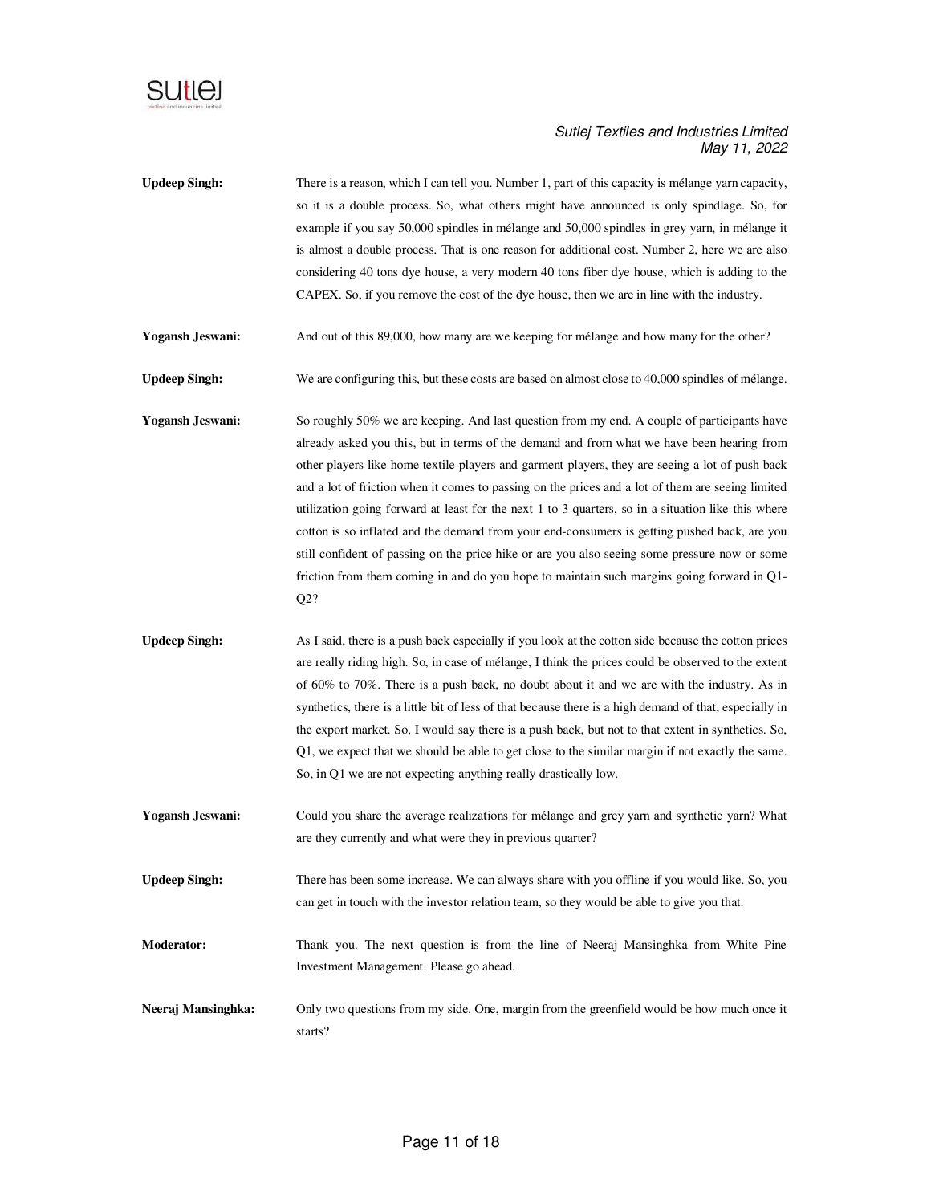**Updeep Singh:** There is a reason, which I can tell you. Number 1, part of this capacity is mélange yarn capacity, so it is a double process. So, what others might have announced is only spindlage. So, for example if you say 50,000 spindles in mélange and 50,000 spindles in grey yarn, in mélange it is almost a double process. That is one reason for additional cost. Number 2, here we are also considering 40 tons dye house, a very modern 40 tons fiber dye house, which is adding to the CAPEX. So, if you remove the cost of the dye house, then we are in line with the industry.

**Yogansh Jeswani:** And out of this 89,000, how many are we keeping for mélange and how many for the other?

**Updeep Singh:** We are configuring this, but these costs are based on almost close to 40,000 spindles of mélange.

**Yogansh Jeswani:** So roughly 50% we are keeping. And last question from my end. A couple of participants have already asked you this, but in terms of the demand and from what we have been hearing from other players like home textile players and garment players, they are seeing a lot of push back and a lot of friction when it comes to passing on the prices and a lot of them are seeing limited utilization going forward at least for the next 1 to 3 quarters, so in a situation like this where cotton is so inflated and the demand from your end-consumers is getting pushed back, are you still confident of passing on the price hike or are you also seeing some pressure now or some friction from them coming in and do you hope to maintain such margins going forward in Q1-Q2?

**Updeep Singh:** As I said, there is a push back especially if you look at the cotton side because the cotton prices are really riding high. So, in case of mélange, I think the prices could be observed to the extent of 60% to 70%. There is a push back, no doubt about it and we are with the industry. As in synthetics, there is a little bit of less of that because there is a high demand of that, especially in the export market. So, I would say there is a push back, but not to that extent in synthetics. So, Q1, we expect that we should be able to get close to the similar margin if not exactly the same. So, in Q1 we are not expecting anything really drastically low.

**Yogansh Jeswani:** Could you share the average realizations for mélange and grey yarn and synthetic yarn? What are they currently and what were they in previous quarter?

**Updeep Singh:** There has been some increase. We can always share with you offline if you would like. So, you can get in touch with the investor relation team, so they would be able to give you that.

**Moderator:** Thank you. The next question is from the line of Neeraj Mansinghka from White Pine Investment Management. Please go ahead.

**Neeraj Mansinghka:** Only two questions from my side. One, margin from the greenfield would be how much once it starts?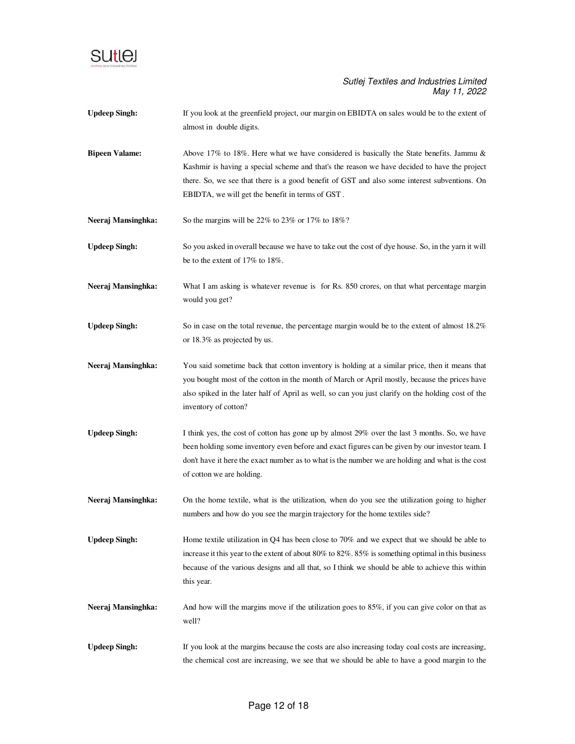**Updeep Singh:** If you look at the greenfield project, our margin on EBIDTA on sales would be to the extent of almost in double digits.

**Bipeen Valame:** Above 17% to 18%. Here what we have considered is basically the State benefits. Jammu & Kashmir is having a special scheme and that's the reason we have decided to have the project there. So, we see that there is a good benefit of GST and also some interest subventions. On EBIDTA, we will get the benefit in terms of GST .

**Neeraj Mansinghka:** So the margins will be 22% to 23% or 17% to 18%?

**Updeep Singh:** So you asked in overall because we have to take out the cost of dye house. So, in the yarn it will be to the extent of 17% to 18%.

**Neeraj Mansinghka:** What I am asking is whatever revenue is for Rs. 850 crores, on that what percentage margin would you get?

**Updeep Singh:** So in case on the total revenue, the percentage margin would be to the extent of almost 18.2% or 18.3% as projected by us.

**Neeraj Mansinghka:** You said sometime back that cotton inventory is holding at a similar price, then it means that you bought most of the cotton in the month of March or April mostly, because the prices have also spiked in the later half of April as well, so can you just clarify on the holding cost of the inventory of cotton?

**Updeep Singh:** I think yes, the cost of cotton has gone up by almost 29% over the last 3 months. So, we have been holding some inventory even before and exact figures can be given by our investor team. I don't have it here the exact number as to what is the number we are holding and what is the cost of cotton we are holding.

**Neeraj Mansinghka:** On the home textile, what is the utilization, when do you see the utilization going to higher numbers and how do you see the margin trajectory for the home textiles side?

**Updeep Singh:** Home textile utilization in Q4 has been close to 70% and we expect that we should be able to increase it this year to the extent of about 80% to 82%. 85% is something optimal in this business because of the various designs and all that, so I think we should be able to achieve this within this year.

**Neeraj Mansinghka:** And how will the margins move if the utilization goes to 85%, if you can give color on that as well?

**Updeep Singh:** If you look at the margins because the costs are also increasing today coal costs are increasing, the chemical cost are increasing, we see that we should be able to have a good margin to the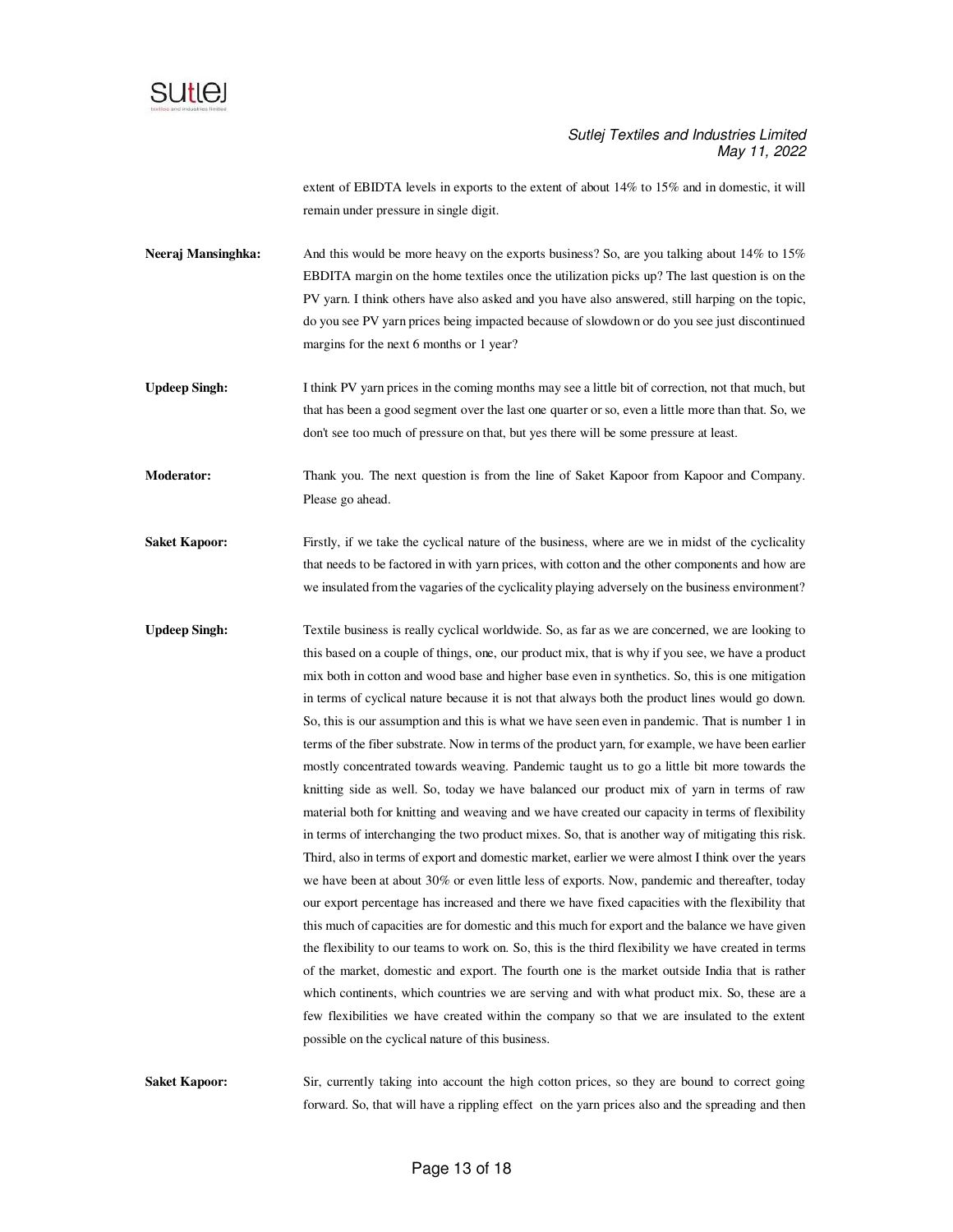extent of EBIDTA levels in exports to the extent of about 14% to 15% and in domestic, it will remain under pressure in single digit.

**Neeraj Mansinghka:** And this would be more heavy on the exports business? So, are you talking about 14% to 15% EBDITA margin on the home textiles once the utilization picks up? The last question is on the PV yarn. I think others have also asked and you have also answered, still harping on the topic, do you see PV yarn prices being impacted because of slowdown or do you see just discontinued margins for the next 6 months or 1 year?

**Updeep Singh:** I think PV yarn prices in the coming months may see a little bit of correction, not that much, but that has been a good segment over the last one quarter or so, even a little more than that. So, we don't see too much of pressure on that, but yes there will be some pressure at least.

**Moderator:** Thank you. The next question is from the line of Saket Kapoor from Kapoor and Company. Please go ahead.

**Saket Kapoor:** Firstly, if we take the cyclical nature of the business, where are we in midst of the cyclicality that needs to be factored in with yarn prices, with cotton and the other components and how are we insulated from the vagaries of the cyclicality playing adversely on the business environment?

**Updeep Singh:** Textile business is really cyclical worldwide. So, as far as we are concerned, we are looking to this based on a couple of things, one, our product mix, that is why if you see, we have a product mix both in cotton and wood base and higher base even in synthetics. So, this is one mitigation in terms of cyclical nature because it is not that always both the product lines would go down. So, this is our assumption and this is what we have seen even in pandemic. That is number 1 in terms of the fiber substrate. Now in terms of the product yarn, for example, we have been earlier mostly concentrated towards weaving. Pandemic taught us to go a little bit more towards the knitting side as well. So, today we have balanced our product mix of yarn in terms of raw material both for knitting and weaving and we have created our capacity in terms of flexibility in terms of interchanging the two product mixes. So, that is another way of mitigating this risk. Third, also in terms of export and domestic market, earlier we were almost I think over the years we have been at about 30% or even little less of exports. Now, pandemic and thereafter, today our export percentage has increased and there we have fixed capacities with the flexibility that this much of capacities are for domestic and this much for export and the balance we have given the flexibility to our teams to work on. So, this is the third flexibility we have created in terms of the market, domestic and export. The fourth one is the market outside India that is rather which continents, which countries we are serving and with what product mix. So, these are a few flexibilities we have created within the company so that we are insulated to the extent possible on the cyclical nature of this business.

**Saket Kapoor:** Sir, currently taking into account the high cotton prices, so they are bound to correct going forward. So, that will have a rippling effect on the yarn prices also and the spreading and then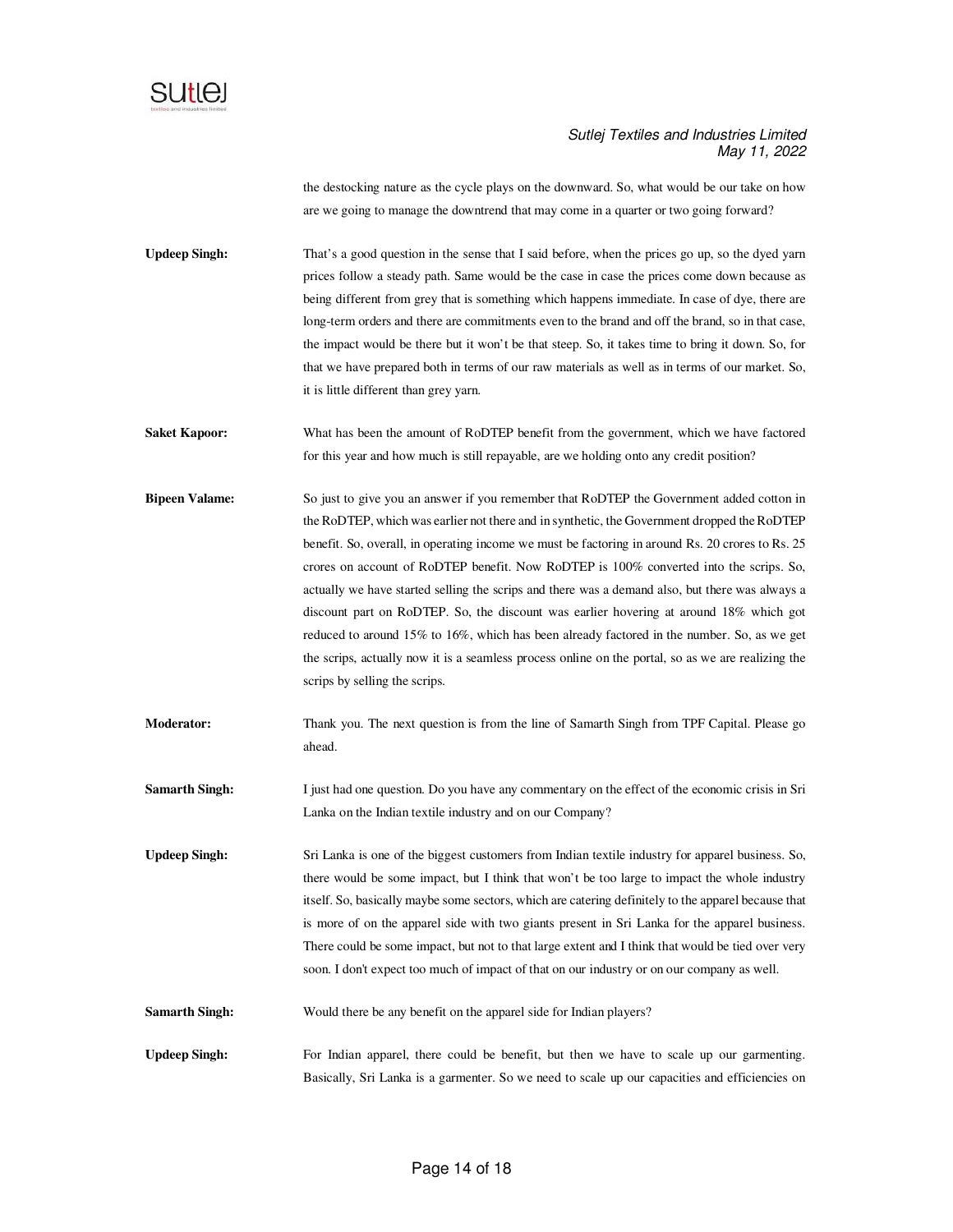the destocking nature as the cycle plays on the downward. So, what would be our take on how are we going to manage the downtrend that may come in a quarter or two going forward?

**Updeep Singh:** That's a good question in the sense that I said before, when the prices go up, so the dyed yarn prices follow a steady path. Same would be the case in case the prices come down because as being different from grey that is something which happens immediate. In case of dye, there are long-term orders and there are commitments even to the brand and off the brand, so in that case, the impact would be there but it won't be that steep. So, it takes time to bring it down. So, for that we have prepared both in terms of our raw materials as well as in terms of our market. So, it is little different than grey yarn.

**Saket Kapoor:** What has been the amount of RoDTEP benefit from the government, which we have factored for this year and how much is still repayable, are we holding onto any credit position?

**Bipeen Valame:** So just to give you an answer if you remember that RoDTEP the Government added cotton in the RoDTEP, which was earlier not there and in synthetic, the Government dropped the RoDTEP benefit. So, overall, in operating income we must be factoring in around Rs. 20 crores to Rs. 25 crores on account of RoDTEP benefit. Now RoDTEP is 100% converted into the scrips. So, actually we have started selling the scrips and there was a demand also, but there was always a discount part on RoDTEP. So, the discount was earlier hovering at around 18% which got reduced to around 15% to 16%, which has been already factored in the number. So, as we get the scrips, actually now it is a seamless process online on the portal, so as we are realizing the scrips by selling the scrips.

**Moderator:** Thank you. The next question is from the line of Samarth Singh from TPF Capital. Please go ahead.

**Samarth Singh:** I just had one question. Do you have any commentary on the effect of the economic crisis in Sri Lanka on the Indian textile industry and on our Company?

**Updeep Singh:** Sri Lanka is one of the biggest customers from Indian textile industry for apparel business. So, there would be some impact, but I think that won't be too large to impact the whole industry itself. So, basically maybe some sectors, which are catering definitely to the apparel because that is more of on the apparel side with two giants present in Sri Lanka for the apparel business. There could be some impact, but not to that large extent and I think that would be tied over very soon. I don't expect too much of impact of that on our industry or on our company as well.

**Samarth Singh:** Would there be any benefit on the apparel side for Indian players?

**Updeep Singh:** For Indian apparel, there could be benefit, but then we have to scale up our garmenting. Basically, Sri Lanka is a garmenter. So we need to scale up our capacities and efficiencies on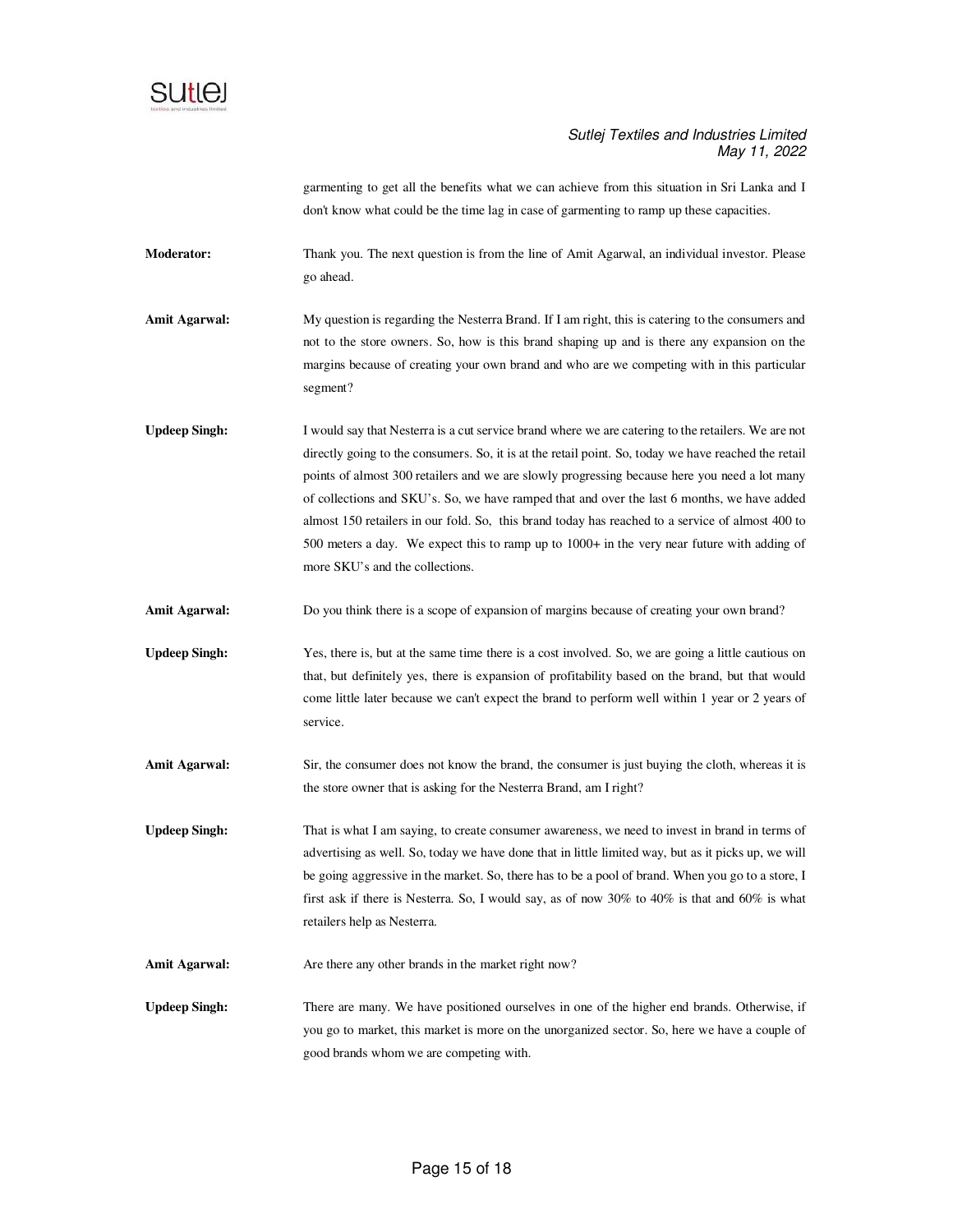garmenting to get all the benefits what we can achieve from this situation in Sri Lanka and I don't know what could be the time lag in case of garmenting to ramp up these capacities.

**Moderator:** Thank you. The next question is from the line of Amit Agarwal, an individual investor. Please go ahead.

**Amit Agarwal:** My question is regarding the Nesterra Brand. If I am right, this is catering to the consumers and not to the store owners. So, how is this brand shaping up and is there any expansion on the margins because of creating your own brand and who are we competing with in this particular segment?

**Updeep Singh:** I would say that Nesterra is a cut service brand where we are catering to the retailers. We are not directly going to the consumers. So, it is at the retail point. So, today we have reached the retail points of almost 300 retailers and we are slowly progressing because here you need a lot many of collections and SKU's. So, we have ramped that and over the last 6 months, we have added almost 150 retailers in our fold. So, this brand today has reached to a service of almost 400 to 500 meters a day. We expect this to ramp up to 1000+ in the very near future with adding of more SKU's and the collections.

**Amit Agarwal:** Do you think there is a scope of expansion of margins because of creating your own brand?

**Updeep Singh:** Yes, there is, but at the same time there is a cost involved. So, we are going a little cautious on that, but definitely yes, there is expansion of profitability based on the brand, but that would come little later because we can't expect the brand to perform well within 1 year or 2 years of service.

**Amit Agarwal:** Sir, the consumer does not know the brand, the consumer is just buying the cloth, whereas it is the store owner that is asking for the Nesterra Brand, am I right?

**Updeep Singh:** That is what I am saying, to create consumer awareness, we need to invest in brand in terms of advertising as well. So, today we have done that in little limited way, but as it picks up, we will be going aggressive in the market. So, there has to be a pool of brand. When you go to a store, I first ask if there is Nesterra. So, I would say, as of now 30% to 40% is that and 60% is what retailers help as Nesterra.

**Amit Agarwal:** Are there any other brands in the market right now?

**Updeep Singh:** There are many. We have positioned ourselves in one of the higher end brands. Otherwise, if you go to market, this market is more on the unorganized sector. So, here we have a couple of good brands whom we are competing with.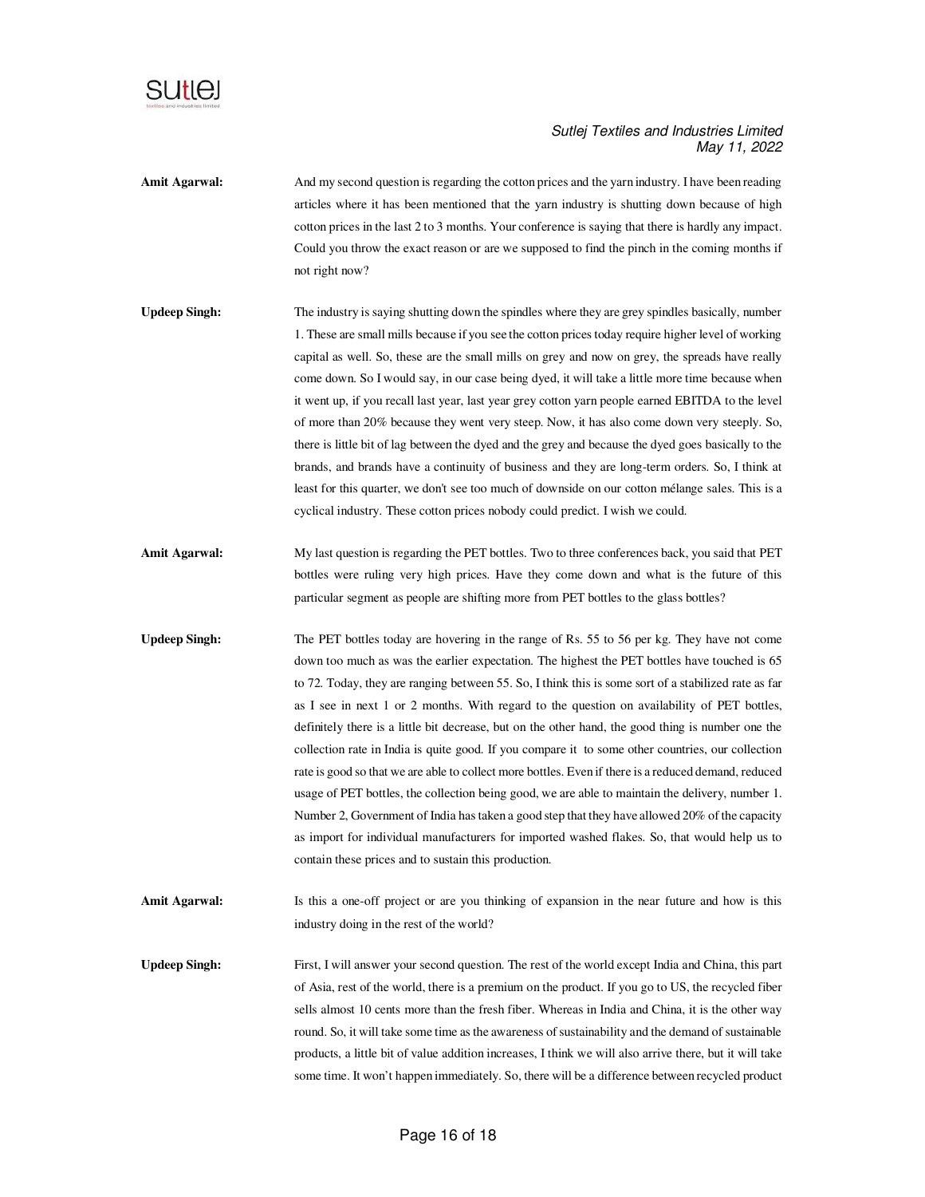**Amit Agarwal:** And my second question is regarding the cotton prices and the yarn industry. I have been reading articles where it has been mentioned that the yarn industry is shutting down because of high cotton prices in the last 2 to 3 months. Your conference is saying that there is hardly any impact. Could you throw the exact reason or are we supposed to find the pinch in the coming months if not right now?

**Updeep Singh:** The industry is saying shutting down the spindles where they are grey spindles basically, number 1. These are small mills because if you see the cotton prices today require higher level of working capital as well. So, these are the small mills on grey and now on grey, the spreads have really come down. So I would say, in our case being dyed, it will take a little more time because when it went up, if you recall last year, last year grey cotton yarn people earned EBITDA to the level of more than 20% because they went very steep. Now, it has also come down very steeply. So, there is little bit of lag between the dyed and the grey and because the dyed goes basically to the brands, and brands have a continuity of business and they are long-term orders. So, I think at least for this quarter, we don't see too much of downside on our cotton mélange sales. This is a cyclical industry. These cotton prices nobody could predict. I wish we could.

**Amit Agarwal:** My last question is regarding the PET bottles. Two to three conferences back, you said that PET bottles were ruling very high prices. Have they come down and what is the future of this particular segment as people are shifting more from PET bottles to the glass bottles?

**Updeep Singh:** The PET bottles today are hovering in the range of Rs. 55 to 56 per kg. They have not come down too much as was the earlier expectation. The highest the PET bottles have touched is 65 to 72. Today, they are ranging between 55. So, I think this is some sort of a stabilized rate as far as I see in next 1 or 2 months. With regard to the question on availability of PET bottles, definitely there is a little bit decrease, but on the other hand, the good thing is number one the collection rate in India is quite good. If you compare it to some other countries, our collection rate is good so that we are able to collect more bottles. Even if there is a reduced demand, reduced usage of PET bottles, the collection being good, we are able to maintain the delivery, number 1. Number 2, Government of India has taken a good step that they have allowed 20% of the capacity as import for individual manufacturers for imported washed flakes. So, that would help us to contain these prices and to sustain this production.

**Amit Agarwal:** Is this a one-off project or are you thinking of expansion in the near future and how is this industry doing in the rest of the world?

**Updeep Singh:** First, I will answer your second question. The rest of the world except India and China, this part of Asia, rest of the world, there is a premium on the product. If you go to US, the recycled fiber sells almost 10 cents more than the fresh fiber. Whereas in India and China, it is the other way round. So, it will take some time as the awareness of sustainability and the demand of sustainable products, a little bit of value addition increases, I think we will also arrive there, but it will take some time. It won't happen immediately. So, there will be a difference between recycled product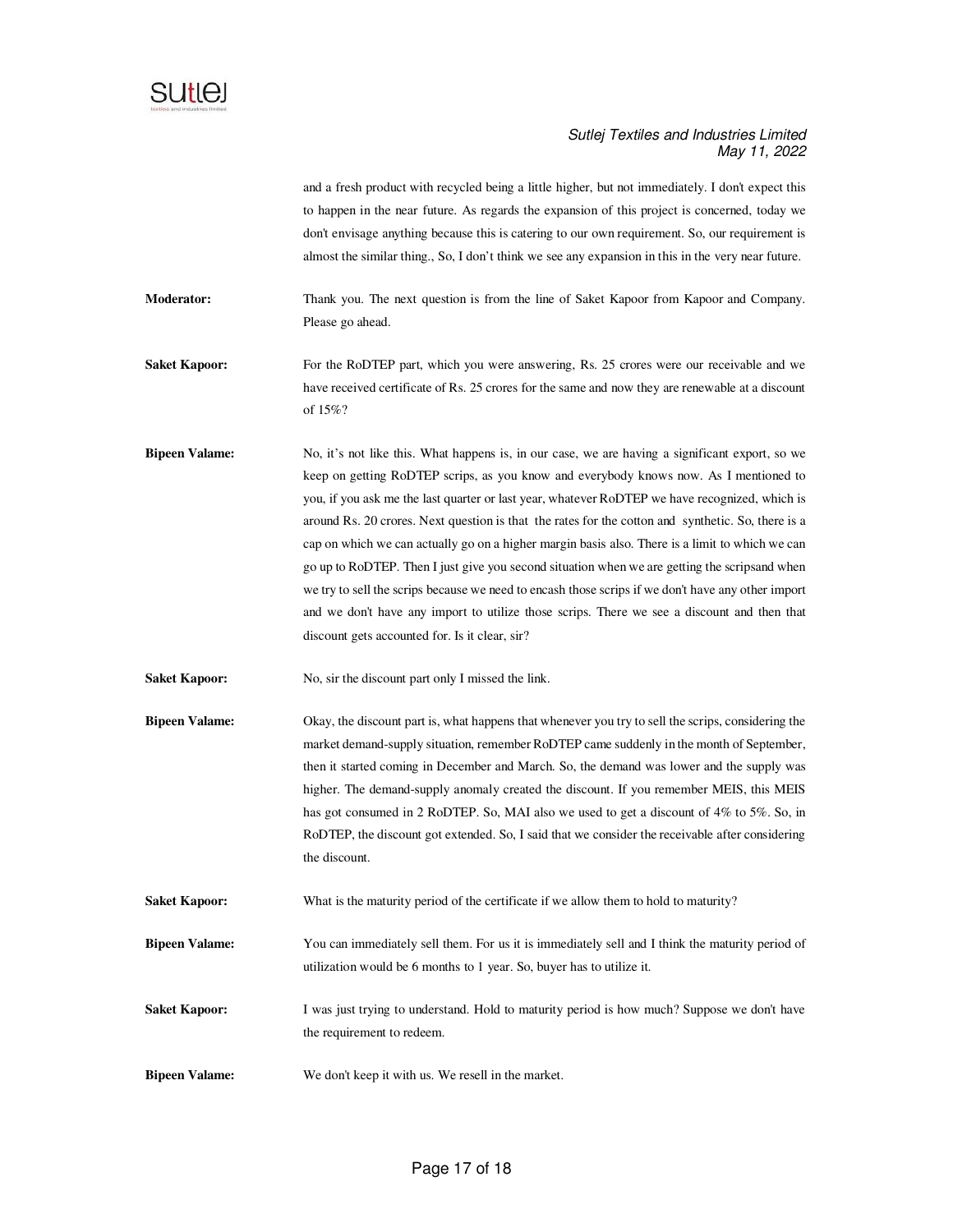and a fresh product with recycled being a little higher, but not immediately. I don't expect this to happen in the near future. As regards the expansion of this project is concerned, today we don't envisage anything because this is catering to our own requirement. So, our requirement is almost the similar thing., So, I don't think we see any expansion in this in the very near future.

**Moderator:** Thank you. The next question is from the line of Saket Kapoor from Kapoor and Company. Please go ahead.

**Saket Kapoor:** For the RoDTEP part, which you were answering, Rs. 25 crores were our receivable and we have received certificate of Rs. 25 crores for the same and now they are renewable at a discount of 15%?

**Bipeen Valame:** No, it's not like this. What happens is, in our case, we are having a significant export, so we keep on getting RoDTEP scrips, as you know and everybody knows now. As I mentioned to you, if you ask me the last quarter or last year, whatever RoDTEP we have recognized, which is around Rs. 20 crores. Next question is that the rates for the cotton and synthetic. So, there is a cap on which we can actually go on a higher margin basis also. There is a limit to which we can go up to RoDTEP. Then I just give you second situation when we are getting the scripsand when we try to sell the scrips because we need to encash those scrips if we don't have any other import and we don't have any import to utilize those scrips. There we see a discount and then that discount gets accounted for. Is it clear, sir?

**Saket Kapoor:** No, sir the discount part only I missed the link.

**Bipeen Valame:** Okay, the discount part is, what happens that whenever you try to sell the scrips, considering the market demand-supply situation, remember RoDTEP came suddenly in the month of September, then it started coming in December and March. So, the demand was lower and the supply was higher. The demand-supply anomaly created the discount. If you remember MEIS, this MEIS has got consumed in 2 RoDTEP. So, MAI also we used to get a discount of 4% to 5%. So, in RoDTEP, the discount got extended. So, I said that we consider the receivable after considering the discount.

**Saket Kapoor:** What is the maturity period of the certificate if we allow them to hold to maturity?

**Bipeen Valame:** You can immediately sell them. For us it is immediately sell and I think the maturity period of utilization would be 6 months to 1 year. So, buyer has to utilize it.

**Saket Kapoor:** I was just trying to understand. Hold to maturity period is how much? Suppose we don't have the requirement to redeem.

**Bipeen Valame:** We don't keep it with us. We resell in the market.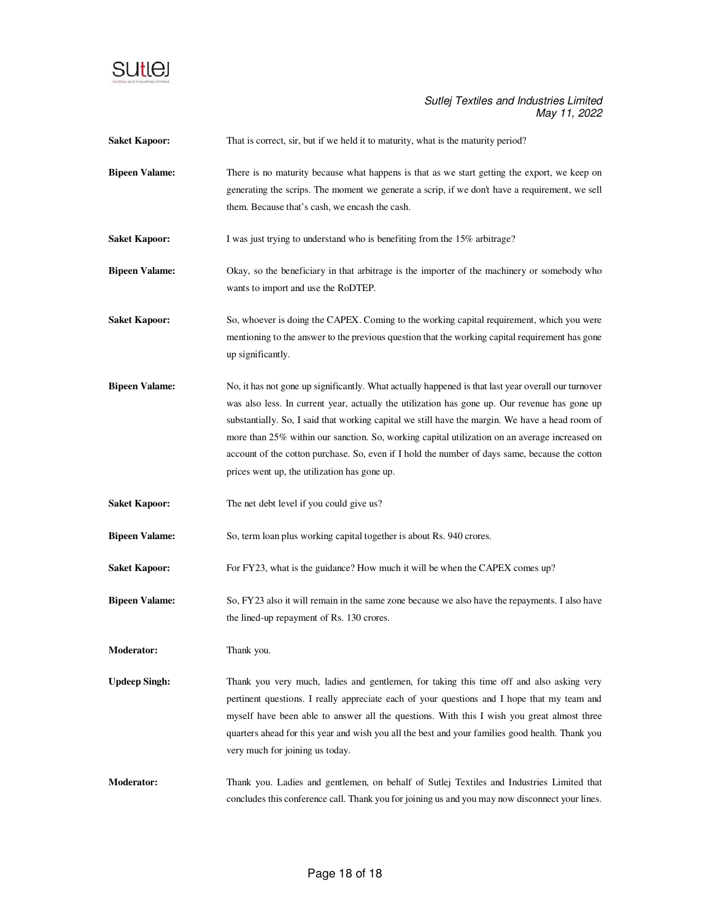**Saket Kapoor:** That is correct, sir, but if we held it to maturity, what is the maturity period?

**Bipeen Valame:** There is no maturity because what happens is that as we start getting the export, we keep on generating the scrips. The moment we generate a scrip, if we don't have a requirement, we sell them. Because that's cash, we encash the cash.

**Saket Kapoor:** I was just trying to understand who is benefiting from the 15% arbitrage?

**Bipeen Valame:** Okay, so the beneficiary in that arbitrage is the importer of the machinery or somebody who wants to import and use the RoDTEP.

**Saket Kapoor:** So, whoever is doing the CAPEX. Coming to the working capital requirement, which you were mentioning to the answer to the previous question that the working capital requirement has gone up significantly.

**Bipeen Valame:** No, it has not gone up significantly. What actually happened is that last year overall our turnover was also less. In current year, actually the utilization has gone up. Our revenue has gone up substantially. So, I said that working capital we still have the margin. We have a head room of more than 25% within our sanction. So, working capital utilization on an average increased on account of the cotton purchase. So, even if I hold the number of days same, because the cotton prices went up, the utilization has gone up.

**Saket Kapoor:** The net debt level if you could give us?

**Bipeen Valame:** So, term loan plus working capital together is about Rs. 940 crores.

**Saket Kapoor:** For FY23, what is the guidance? How much it will be when the CAPEX comes up?

**Bipeen Valame:** So, FY23 also it will remain in the same zone because we also have the repayments. I also have the lined-up repayment of Rs. 130 crores.

**Moderator:** Thank you.

**Updeep Singh:** Thank you very much, ladies and gentlemen, for taking this time off and also asking very pertinent questions. I really appreciate each of your questions and I hope that my team and myself have been able to answer all the questions. With this I wish you great almost three quarters ahead for this year and wish you all the best and your families good health. Thank you very much for joining us today.

**Moderator:** Thank you. Ladies and gentlemen, on behalf of Sutlej Textiles and Industries Limited that concludes this conference call. Thank you for joining us and you may now disconnect your lines.